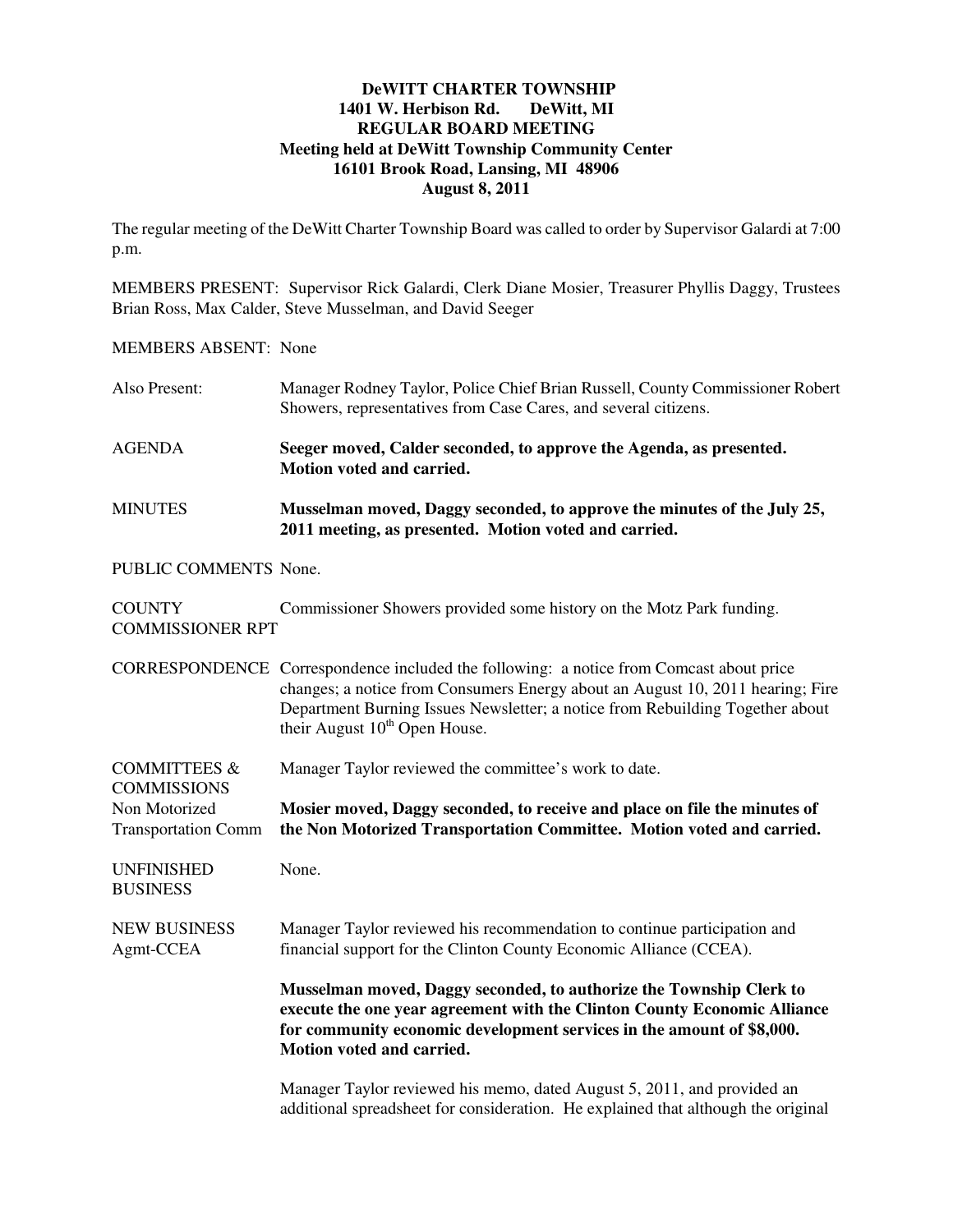**DeWITT CHARTER TOWNSHIP**
**1401 W. Herbison Rd. DeWitt, MI**
**REGULAR BOARD MEETING**
**Meeting held at DeWitt Township Community Center**
**16101 Brook Road, Lansing, MI 48906**
**August 8, 2011**

The regular meeting of the DeWitt Charter Township Board was called to order by Supervisor Galardi at 7:00 p.m.

MEMBERS PRESENT: Supervisor Rick Galardi, Clerk Diane Mosier, Treasurer Phyllis Daggy, Trustees Brian Ross, Max Calder, Steve Musselman, and David Seeger

MEMBERS ABSENT: None

Also Present: Manager Rodney Taylor, Police Chief Brian Russell, County Commissioner Robert Showers, representatives from Case Cares, and several citizens.

AGENDA **Seeger moved, Calder seconded, to approve the Agenda, as presented. Motion voted and carried.**

MINUTES **Musselman moved, Daggy seconded, to approve the minutes of the July 25, 2011 meeting, as presented. Motion voted and carried.**

PUBLIC COMMENTS None.

COUNTY COMMISSIONER RPT Commissioner Showers provided some history on the Motz Park funding.

CORRESPONDENCE Correspondence included the following: a notice from Comcast about price changes; a notice from Consumers Energy about an August 10, 2011 hearing; Fire Department Burning Issues Newsletter; a notice from Rebuilding Together about their August 10th Open House.

COMMITTEES & COMMISSIONS
Non Motorized Transportation Comm

Manager Taylor reviewed the committee's work to date.

**Mosier moved, Daggy seconded, to receive and place on file the minutes of the Non Motorized Transportation Committee. Motion voted and carried.**

UNFINISHED BUSINESS None.

NEW BUSINESS
Agmt-CCEA

Manager Taylor reviewed his recommendation to continue participation and financial support for the Clinton County Economic Alliance (CCEA).

**Musselman moved, Daggy seconded, to authorize the Township Clerk to execute the one year agreement with the Clinton County Economic Alliance for community economic development services in the amount of $8,000. Motion voted and carried.**

Manager Taylor reviewed his memo, dated August 5, 2011, and provided an additional spreadsheet for consideration. He explained that although the original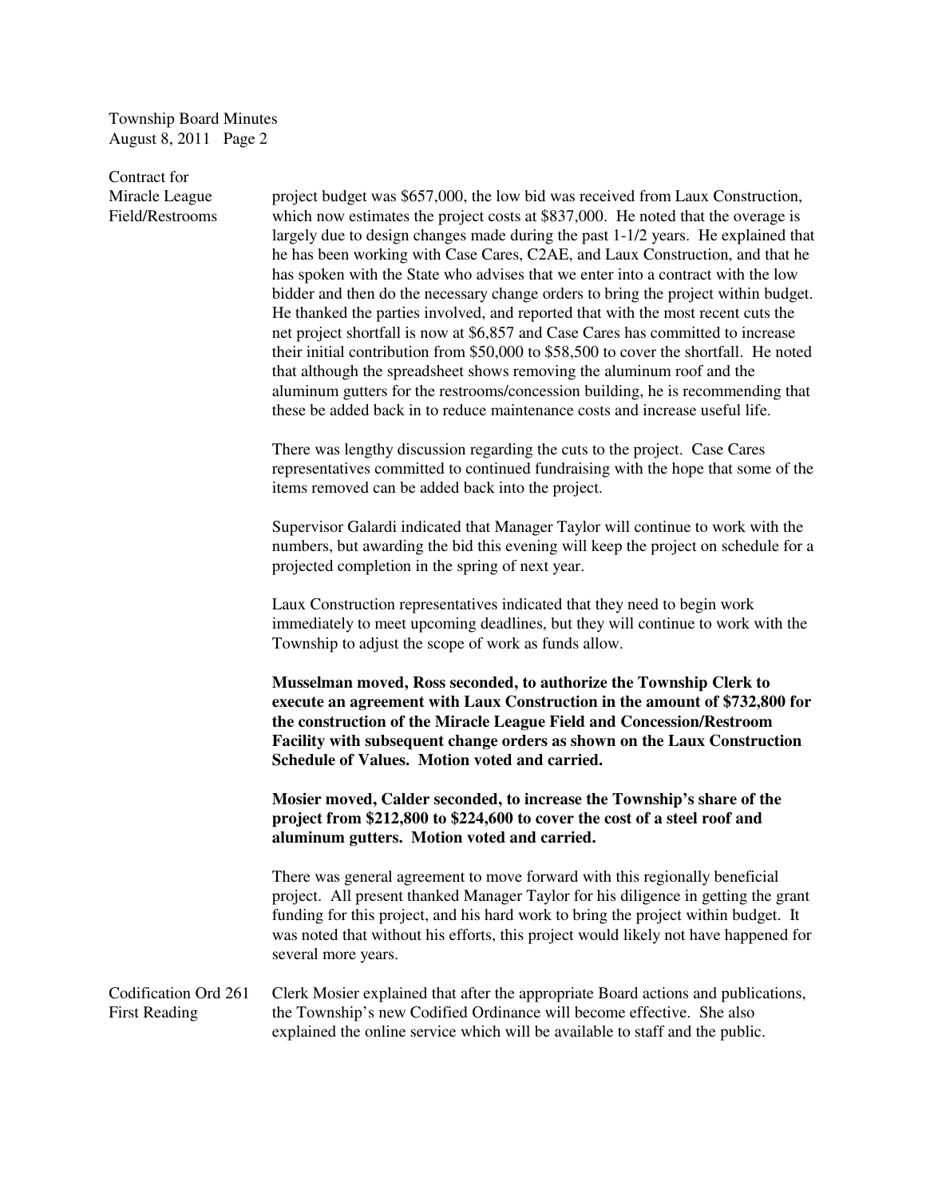**Contract for Miracle League Field/Restrooms**

project budget was $657,000, the low bid was received from Laux Construction, which now estimates the project costs at $837,000. He noted that the overage is largely due to design changes made during the past 1-1/2 years. He explained that he has been working with Case Cares, C2AE, and Laux Construction, and that he has spoken with the State who advises that we enter into a contract with the low bidder and then do the necessary change orders to bring the project within budget. He thanked the parties involved, and reported that with the most recent cuts the net project shortfall is now at $6,857 and Case Cares has committed to increase their initial contribution from $50,000 to $58,500 to cover the shortfall. He noted that although the spreadsheet shows removing the aluminum roof and the aluminum gutters for the restrooms/concession building, he is recommending that these be added back in to reduce maintenance costs and increase useful life.

There was lengthy discussion regarding the cuts to the project. Case Cares representatives committed to continued fundraising with the hope that some of the items removed can be added back into the project.

Supervisor Galardi indicated that Manager Taylor will continue to work with the numbers, but awarding the bid this evening will keep the project on schedule for a projected completion in the spring of next year.

Laux Construction representatives indicated that they need to begin work immediately to meet upcoming deadlines, but they will continue to work with the Township to adjust the scope of work as funds allow.

**Musselman moved, Ross seconded, to authorize the Township Clerk to execute an agreement with Laux Construction in the amount of $732,800 for the construction of the Miracle League Field and Concession/Restroom Facility with subsequent change orders as shown on the Laux Construction Schedule of Values. Motion voted and carried.**

**Mosier moved, Calder seconded, to increase the Township's share of the project from $212,800 to $224,600 to cover the cost of a steel roof and aluminum gutters. Motion voted and carried.**

There was general agreement to move forward with this regionally beneficial project. All present thanked Manager Taylor for his diligence in getting the grant funding for this project, and his hard work to bring the project within budget. It was noted that without his efforts, this project would likely not have happened for several more years.

**Codification Ord 261 First Reading**

Clerk Mosier explained that after the appropriate Board actions and publications, the Township's new Codified Ordinance will become effective. She also explained the online service which will be available to staff and the public.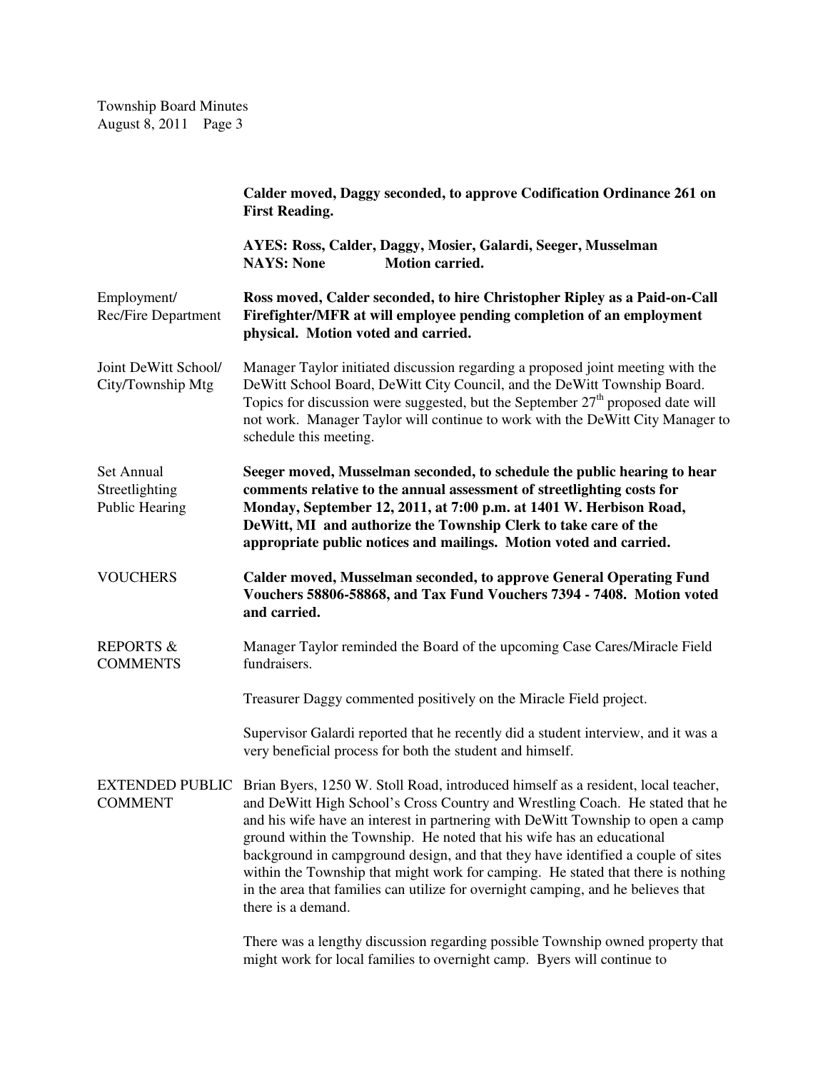**Calder moved, Daggy seconded, to approve Codification Ordinance 261 on First Reading.**

**AYES: Ross, Calder, Daggy, Mosier, Galardi, Seeger, Musselman**
**NAYS: None Motion carried.**

Employment/ Rec/Fire Department

**Ross moved, Calder seconded, to hire Christopher Ripley as a Paid-on-Call Firefighter/MFR at will employee pending completion of an employment physical. Motion voted and carried.**

Joint DeWitt School/ City/Township Mtg

Manager Taylor initiated discussion regarding a proposed joint meeting with the DeWitt School Board, DeWitt City Council, and the DeWitt Township Board. Topics for discussion were suggested, but the September 27th proposed date will not work. Manager Taylor will continue to work with the DeWitt City Manager to schedule this meeting.

Set Annual Streetlighting Public Hearing

**Seeger moved, Musselman seconded, to schedule the public hearing to hear comments relative to the annual assessment of streetlighting costs for Monday, September 12, 2011, at 7:00 p.m. at 1401 W. Herbison Road, DeWitt, MI and authorize the Township Clerk to take care of the appropriate public notices and mailings. Motion voted and carried.**

VOUCHERS

**Calder moved, Musselman seconded, to approve General Operating Fund Vouchers 58806-58868, and Tax Fund Vouchers 7394 - 7408. Motion voted and carried.**

REPORTS & COMMENTS

Manager Taylor reminded the Board of the upcoming Case Cares/Miracle Field fundraisers.

Treasurer Daggy commented positively on the Miracle Field project.

Supervisor Galardi reported that he recently did a student interview, and it was a very beneficial process for both the student and himself.

EXTENDED PUBLIC COMMENT

Brian Byers, 1250 W. Stoll Road, introduced himself as a resident, local teacher, and DeWitt High School's Cross Country and Wrestling Coach. He stated that he and his wife have an interest in partnering with DeWitt Township to open a camp ground within the Township. He noted that his wife has an educational background in campground design, and that they have identified a couple of sites within the Township that might work for camping. He stated that there is nothing in the area that families can utilize for overnight camping, and he believes that there is a demand.

There was a lengthy discussion regarding possible Township owned property that might work for local families to overnight camp. Byers will continue to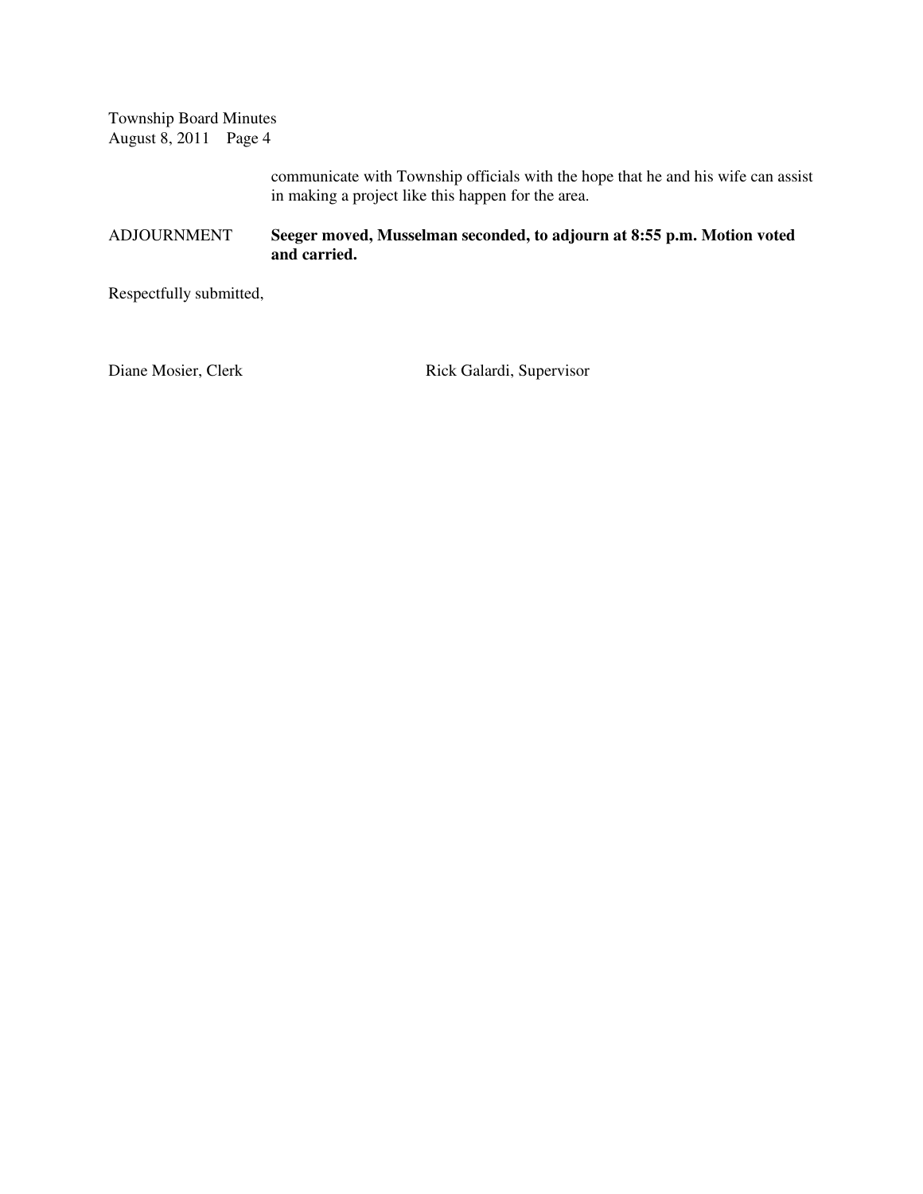communicate with Township officials with the hope that he and his wife can assist in making a project like this happen for the area.

ADJOURNMENT **Seeger moved, Musselman seconded, to adjourn at 8:55 p.m. Motion voted and carried.**

Respectfully submitted,

Diane Mosier, Clerk Rick Galardi, Supervisor